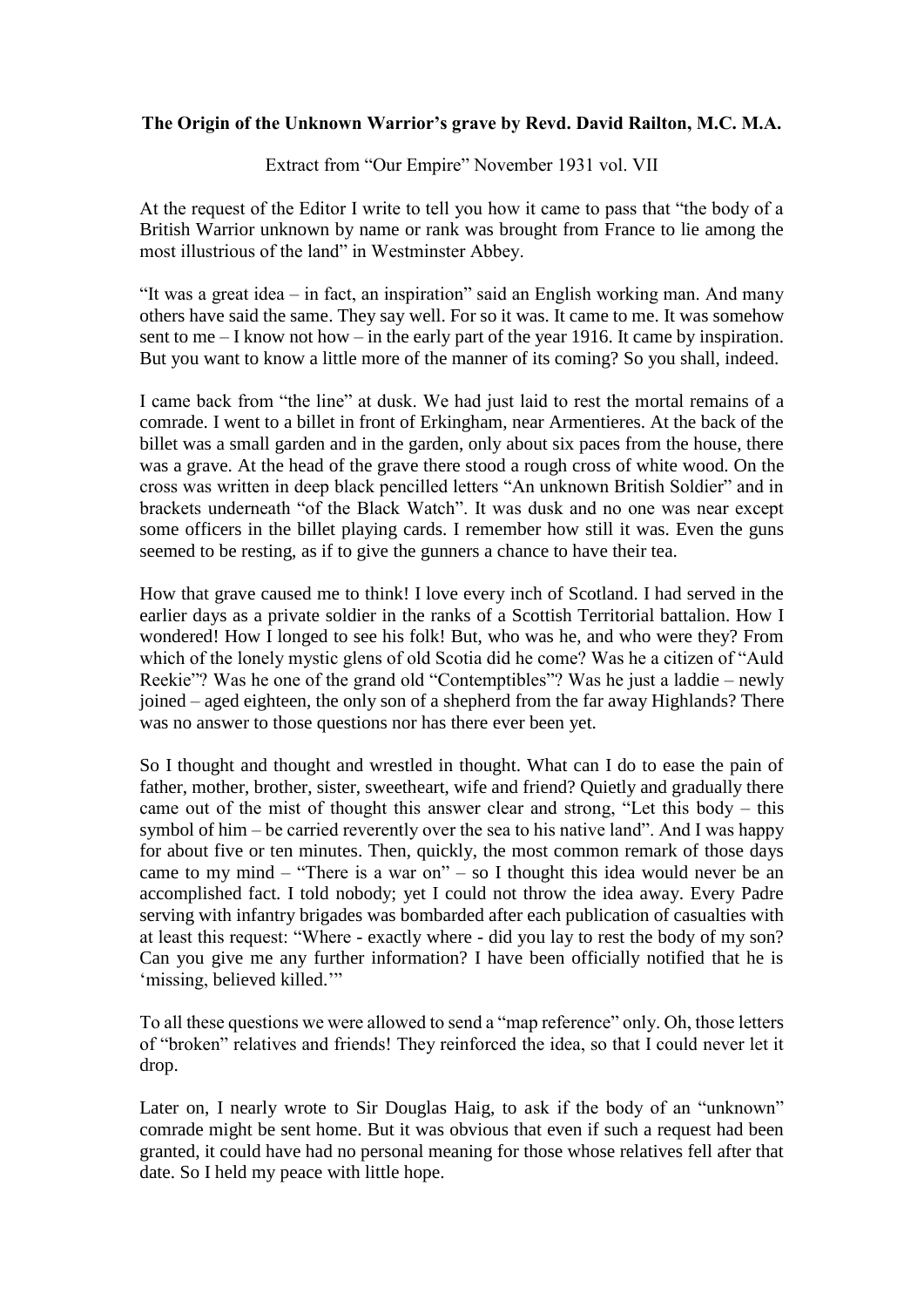**The Origin of the Unknown Warrior's grave by Revd. David Railton, M.C. M.A.**

Extract from "Our Empire" November 1931 vol. VII

At the request of the Editor I write to tell you how it came to pass that "the body of a British Warrior unknown by name or rank was brought from France to lie among the most illustrious of the land" in Westminster Abbey.

"It was a great idea – in fact, an inspiration" said an English working man. And many others have said the same. They say well. For so it was. It came to me. It was somehow sent to me – I know not how – in the early part of the year 1916. It came by inspiration. But you want to know a little more of the manner of its coming? So you shall, indeed.

I came back from "the line" at dusk. We had just laid to rest the mortal remains of a comrade. I went to a billet in front of Erkingham, near Armentieres. At the back of the billet was a small garden and in the garden, only about six paces from the house, there was a grave. At the head of the grave there stood a rough cross of white wood. On the cross was written in deep black pencilled letters "An unknown British Soldier" and in brackets underneath "of the Black Watch". It was dusk and no one was near except some officers in the billet playing cards. I remember how still it was. Even the guns seemed to be resting, as if to give the gunners a chance to have their tea.

How that grave caused me to think! I love every inch of Scotland. I had served in the earlier days as a private soldier in the ranks of a Scottish Territorial battalion. How I wondered! How I longed to see his folk! But, who was he, and who were they? From which of the lonely mystic glens of old Scotia did he come? Was he a citizen of "Auld Reekie"? Was he one of the grand old "Contemptibles"? Was he just a laddie – newly joined – aged eighteen, the only son of a shepherd from the far away Highlands? There was no answer to those questions nor has there ever been yet.

So I thought and thought and wrestled in thought. What can I do to ease the pain of father, mother, brother, sister, sweetheart, wife and friend? Quietly and gradually there came out of the mist of thought this answer clear and strong, "Let this body – this symbol of him – be carried reverently over the sea to his native land". And I was happy for about five or ten minutes. Then, quickly, the most common remark of those days came to my mind – "There is a war on" – so I thought this idea would never be an accomplished fact. I told nobody; yet I could not throw the idea away. Every Padre serving with infantry brigades was bombarded after each publication of casualties with at least this request: "Where - exactly where - did you lay to rest the body of my son? Can you give me any further information? I have been officially notified that he is 'missing, believed killed.'"

To all these questions we were allowed to send a "map reference" only. Oh, those letters of "broken" relatives and friends! They reinforced the idea, so that I could never let it drop.

Later on, I nearly wrote to Sir Douglas Haig, to ask if the body of an "unknown" comrade might be sent home. But it was obvious that even if such a request had been granted, it could have had no personal meaning for those whose relatives fell after that date. So I held my peace with little hope.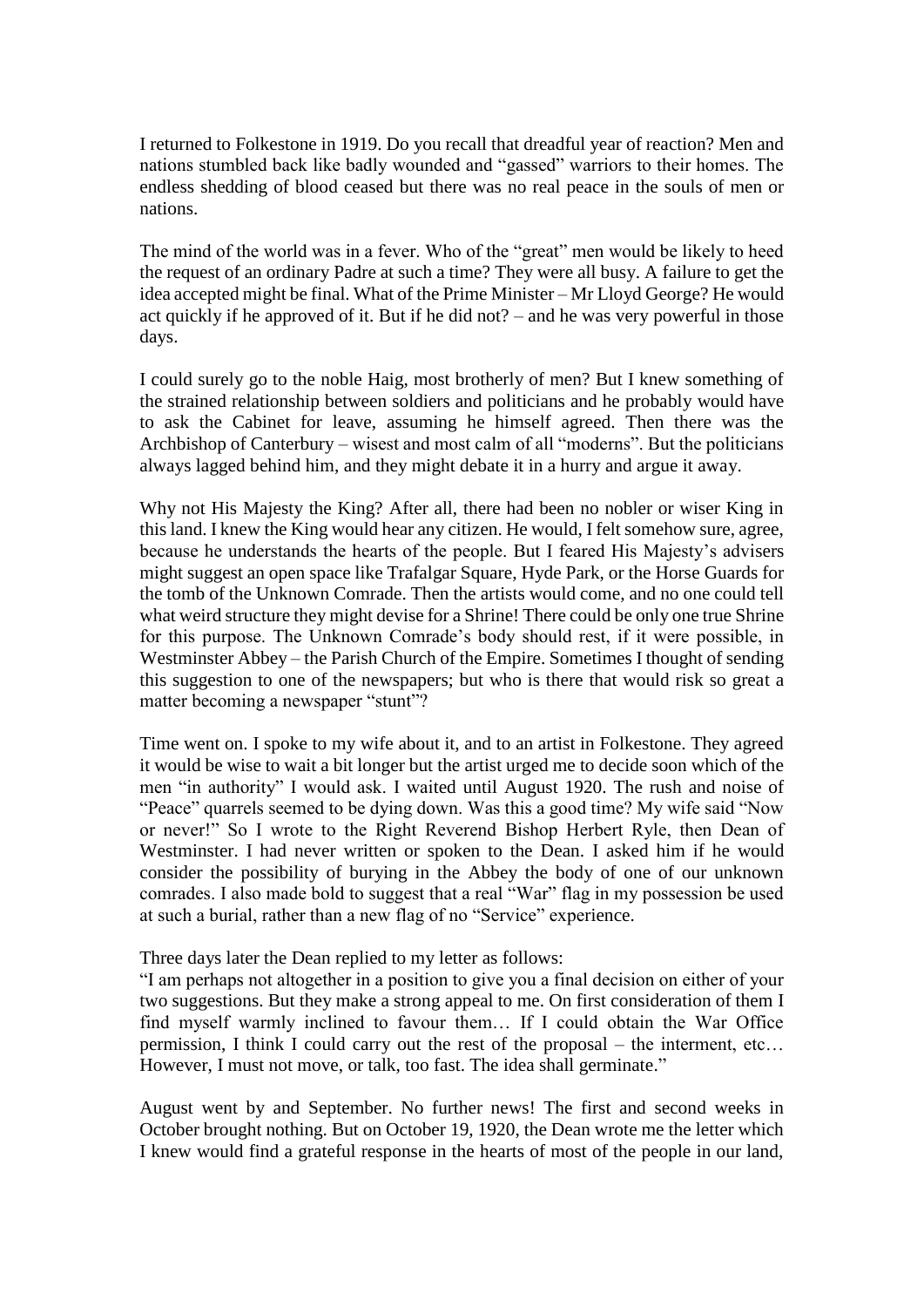I returned to Folkestone in 1919. Do you recall that dreadful year of reaction? Men and nations stumbled back like badly wounded and "gassed" warriors to their homes. The endless shedding of blood ceased but there was no real peace in the souls of men or nations.

The mind of the world was in a fever. Who of the "great" men would be likely to heed the request of an ordinary Padre at such a time? They were all busy. A failure to get the idea accepted might be final. What of the Prime Minister – Mr Lloyd George? He would act quickly if he approved of it. But if he did not? – and he was very powerful in those days.

I could surely go to the noble Haig, most brotherly of men? But I knew something of the strained relationship between soldiers and politicians and he probably would have to ask the Cabinet for leave, assuming he himself agreed. Then there was the Archbishop of Canterbury – wisest and most calm of all "moderns". But the politicians always lagged behind him, and they might debate it in a hurry and argue it away.

Why not His Majesty the King? After all, there had been no nobler or wiser King in this land. I knew the King would hear any citizen. He would, I felt somehow sure, agree, because he understands the hearts of the people. But I feared His Majesty's advisers might suggest an open space like Trafalgar Square, Hyde Park, or the Horse Guards for the tomb of the Unknown Comrade. Then the artists would come, and no one could tell what weird structure they might devise for a Shrine! There could be only one true Shrine for this purpose. The Unknown Comrade's body should rest, if it were possible, in Westminster Abbey – the Parish Church of the Empire. Sometimes I thought of sending this suggestion to one of the newspapers; but who is there that would risk so great a matter becoming a newspaper "stunt"?

Time went on. I spoke to my wife about it, and to an artist in Folkestone. They agreed it would be wise to wait a bit longer but the artist urged me to decide soon which of the men "in authority" I would ask. I waited until August 1920. The rush and noise of "Peace" quarrels seemed to be dying down. Was this a good time? My wife said "Now or never!" So I wrote to the Right Reverend Bishop Herbert Ryle, then Dean of Westminster. I had never written or spoken to the Dean. I asked him if he would consider the possibility of burying in the Abbey the body of one of our unknown comrades. I also made bold to suggest that a real "War" flag in my possession be used at such a burial, rather than a new flag of no "Service" experience.

Three days later the Dean replied to my letter as follows:
"I am perhaps not altogether in a position to give you a final decision on either of your two suggestions. But they make a strong appeal to me. On first consideration of them I find myself warmly inclined to favour them… If I could obtain the War Office permission, I think I could carry out the rest of the proposal – the interment, etc… However, I must not move, or talk, too fast. The idea shall germinate."

August went by and September. No further news! The first and second weeks in October brought nothing. But on October 19, 1920, the Dean wrote me the letter which I knew would find a grateful response in the hearts of most of the people in our land,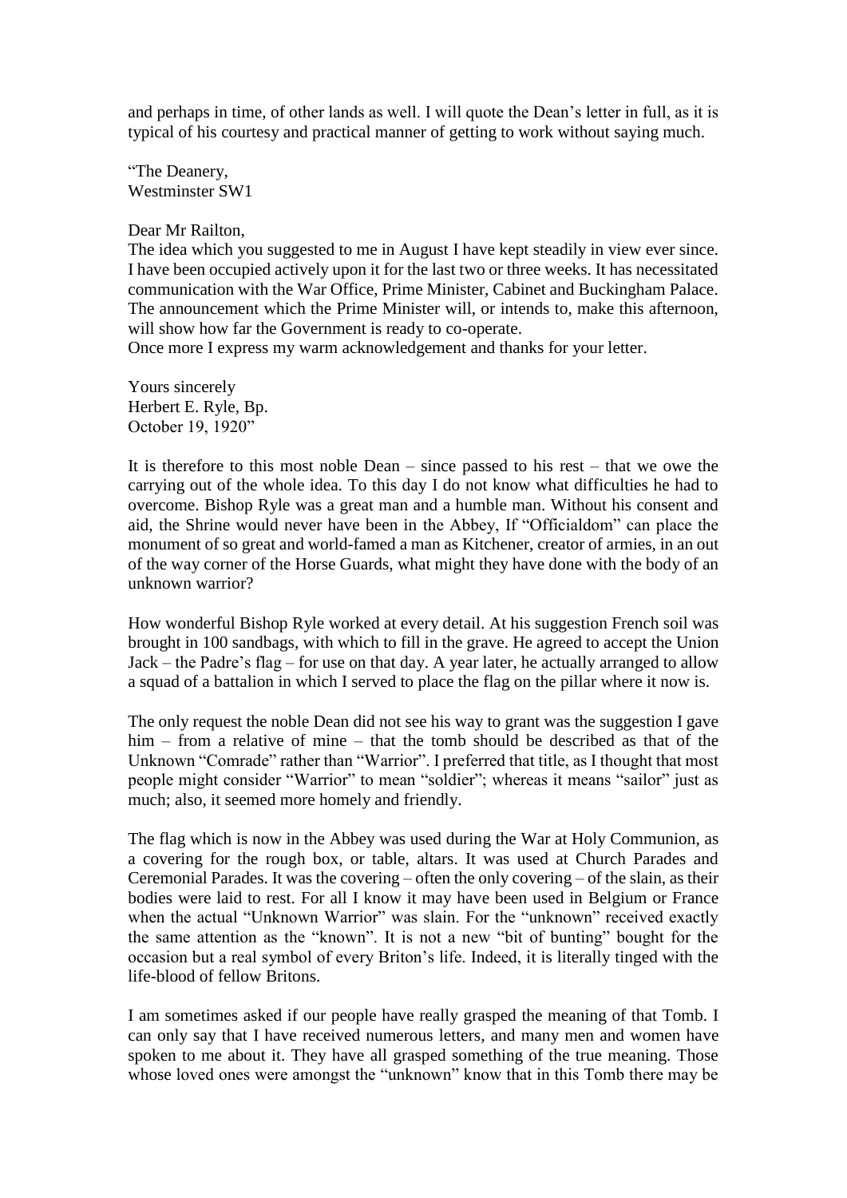and perhaps in time, of other lands as well. I will quote the Dean's letter in full, as it is typical of his courtesy and practical manner of getting to work without saying much.

"The Deanery,
Westminster SW1

Dear Mr Railton,
The idea which you suggested to me in August I have kept steadily in view ever since. I have been occupied actively upon it for the last two or three weeks. It has necessitated communication with the War Office, Prime Minister, Cabinet and Buckingham Palace. The announcement which the Prime Minister will, or intends to, make this afternoon, will show how far the Government is ready to co-operate.
Once more I express my warm acknowledgement and thanks for your letter.

Yours sincerely
Herbert E. Ryle, Bp.
October 19, 1920"

It is therefore to this most noble Dean – since passed to his rest – that we owe the carrying out of the whole idea. To this day I do not know what difficulties he had to overcome. Bishop Ryle was a great man and a humble man. Without his consent and aid, the Shrine would never have been in the Abbey, If "Officialdom" can place the monument of so great and world-famed a man as Kitchener, creator of armies, in an out of the way corner of the Horse Guards, what might they have done with the body of an unknown warrior?

How wonderful Bishop Ryle worked at every detail. At his suggestion French soil was brought in 100 sandbags, with which to fill in the grave. He agreed to accept the Union Jack – the Padre's flag – for use on that day. A year later, he actually arranged to allow a squad of a battalion in which I served to place the flag on the pillar where it now is.

The only request the noble Dean did not see his way to grant was the suggestion I gave him – from a relative of mine – that the tomb should be described as that of the Unknown "Comrade" rather than "Warrior". I preferred that title, as I thought that most people might consider "Warrior" to mean "soldier"; whereas it means "sailor" just as much; also, it seemed more homely and friendly.

The flag which is now in the Abbey was used during the War at Holy Communion, as a covering for the rough box, or table, altars. It was used at Church Parades and Ceremonial Parades. It was the covering – often the only covering – of the slain, as their bodies were laid to rest. For all I know it may have been used in Belgium or France when the actual "Unknown Warrior" was slain. For the "unknown" received exactly the same attention as the "known". It is not a new "bit of bunting" bought for the occasion but a real symbol of every Briton's life. Indeed, it is literally tinged with the life-blood of fellow Britons.

I am sometimes asked if our people have really grasped the meaning of that Tomb. I can only say that I have received numerous letters, and many men and women have spoken to me about it. They have all grasped something of the true meaning. Those whose loved ones were amongst the "unknown" know that in this Tomb there may be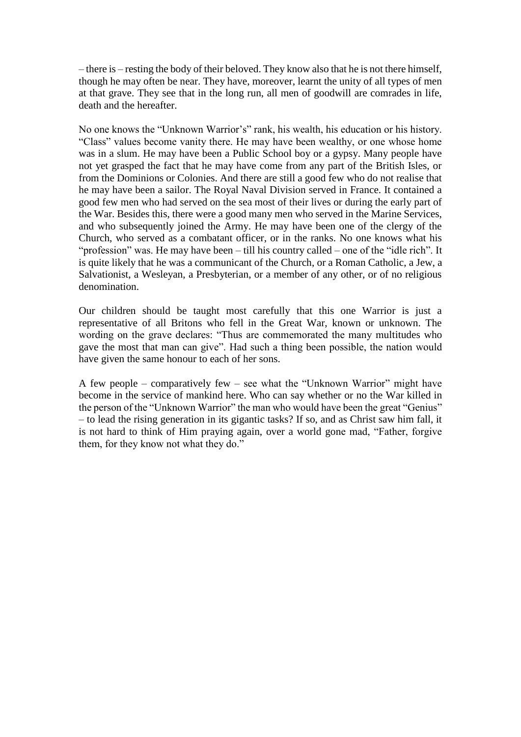– there is – resting the body of their beloved. They know also that he is not there himself, though he may often be near. They have, moreover, learnt the unity of all types of men at that grave. They see that in the long run, all men of goodwill are comrades in life, death and the hereafter.

No one knows the "Unknown Warrior's" rank, his wealth, his education or his history. "Class" values become vanity there. He may have been wealthy, or one whose home was in a slum. He may have been a Public School boy or a gypsy. Many people have not yet grasped the fact that he may have come from any part of the British Isles, or from the Dominions or Colonies. And there are still a good few who do not realise that he may have been a sailor. The Royal Naval Division served in France. It contained a good few men who had served on the sea most of their lives or during the early part of the War. Besides this, there were a good many men who served in the Marine Services, and who subsequently joined the Army. He may have been one of the clergy of the Church, who served as a combatant officer, or in the ranks. No one knows what his "profession" was. He may have been – till his country called – one of the "idle rich". It is quite likely that he was a communicant of the Church, or a Roman Catholic, a Jew, a Salvationist, a Wesleyan, a Presbyterian, or a member of any other, or of no religious denomination.

Our children should be taught most carefully that this one Warrior is just a representative of all Britons who fell in the Great War, known or unknown. The wording on the grave declares: "Thus are commemorated the many multitudes who gave the most that man can give". Had such a thing been possible, the nation would have given the same honour to each of her sons.

A few people – comparatively few – see what the "Unknown Warrior" might have become in the service of mankind here. Who can say whether or no the War killed in the person of the "Unknown Warrior" the man who would have been the great "Genius" – to lead the rising generation in its gigantic tasks? If so, and as Christ saw him fall, it is not hard to think of Him praying again, over a world gone mad, "Father, forgive them, for they know not what they do."